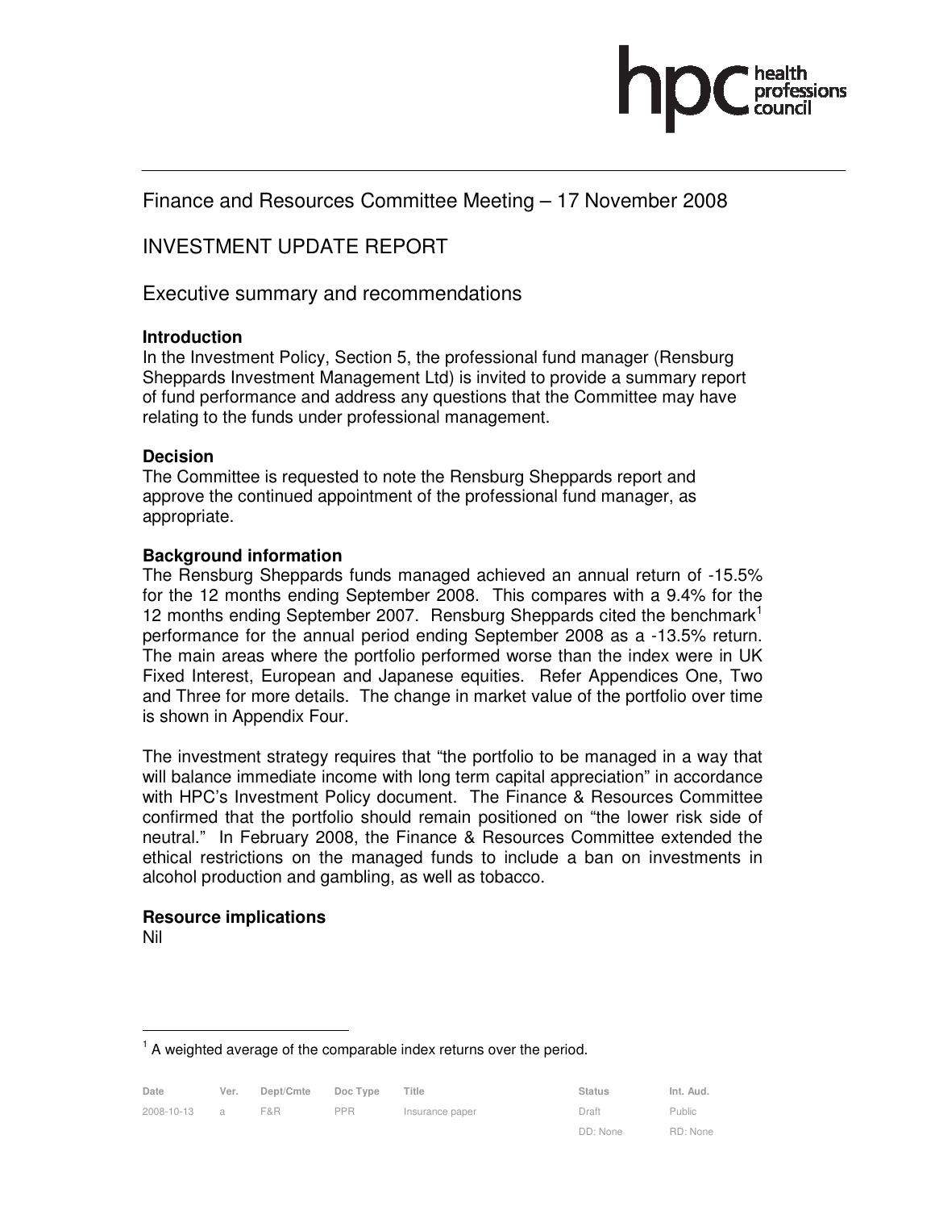# Finance and Resources Committee Meeting – 17 November 2008

## INVESTMENT UPDATE REPORT

## Executive summary and recommendations

### Introduction

In the Investment Policy, Section 5, the professional fund manager (Rensburg Sheppards Investment Management Ltd) is invited to provide a summary report of fund performance and address any questions that the Committee may have relating to the funds under professional management.

### Decision

The Committee is requested to note the Rensburg Sheppards report and approve the continued appointment of the professional fund manager, as appropriate.

### Background information

The Rensburg Sheppards funds managed achieved an annual return of -15.5% for the 12 months ending September 2008. This compares with a 9.4% for the 12 months ending September 2007. Rensburg Sheppards cited the benchmark[1] performance for the annual period ending September 2008 as a -13.5% return. The main areas where the portfolio performed worse than the index were in UK Fixed Interest, European and Japanese equities. Refer Appendices One, Two and Three for more details. The change in market value of the portfolio over time is shown in Appendix Four.

The investment strategy requires that "the portfolio to be managed in a way that will balance immediate income with long term capital appreciation" in accordance with HPC's Investment Policy document. The Finance & Resources Committee confirmed that the portfolio should remain positioned on "the lower risk side of neutral." In February 2008, the Finance & Resources Committee extended the ethical restrictions on the managed funds to include a ban on investments in alcohol production and gambling, as well as tobacco.

### Resource implications

Nil

---

[1] A weighted average of the comparable index returns over the period.

| Date | Ver. | Dept/Cmte | Doc Type | Title | Status | Int. Aud. |
|---|---|---|---|---|---|---|
| 2008-10-13 | a | F&R | PPR | Insurance paper | Draft | Public |
| | | | | | DD: None | RD: None |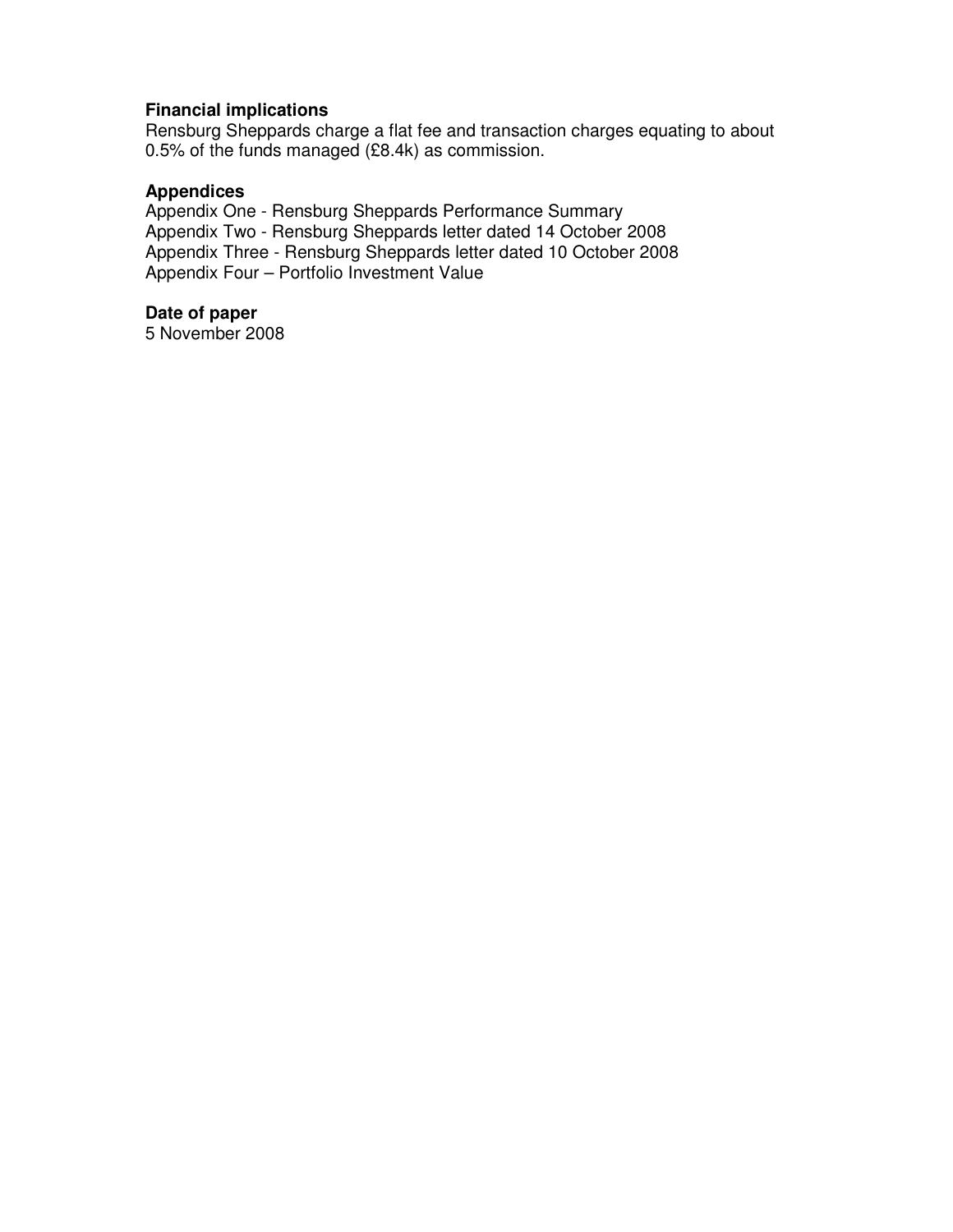**Financial implications**

Rensburg Sheppards charge a flat fee and transaction charges equating to about 0.5% of the funds managed (£8.4k) as commission.

**Appendices**

Appendix One - Rensburg Sheppards Performance Summary
Appendix Two - Rensburg Sheppards letter dated 14 October 2008
Appendix Three - Rensburg Sheppards letter dated 10 October 2008
Appendix Four – Portfolio Investment Value

**Date of paper**

5 November 2008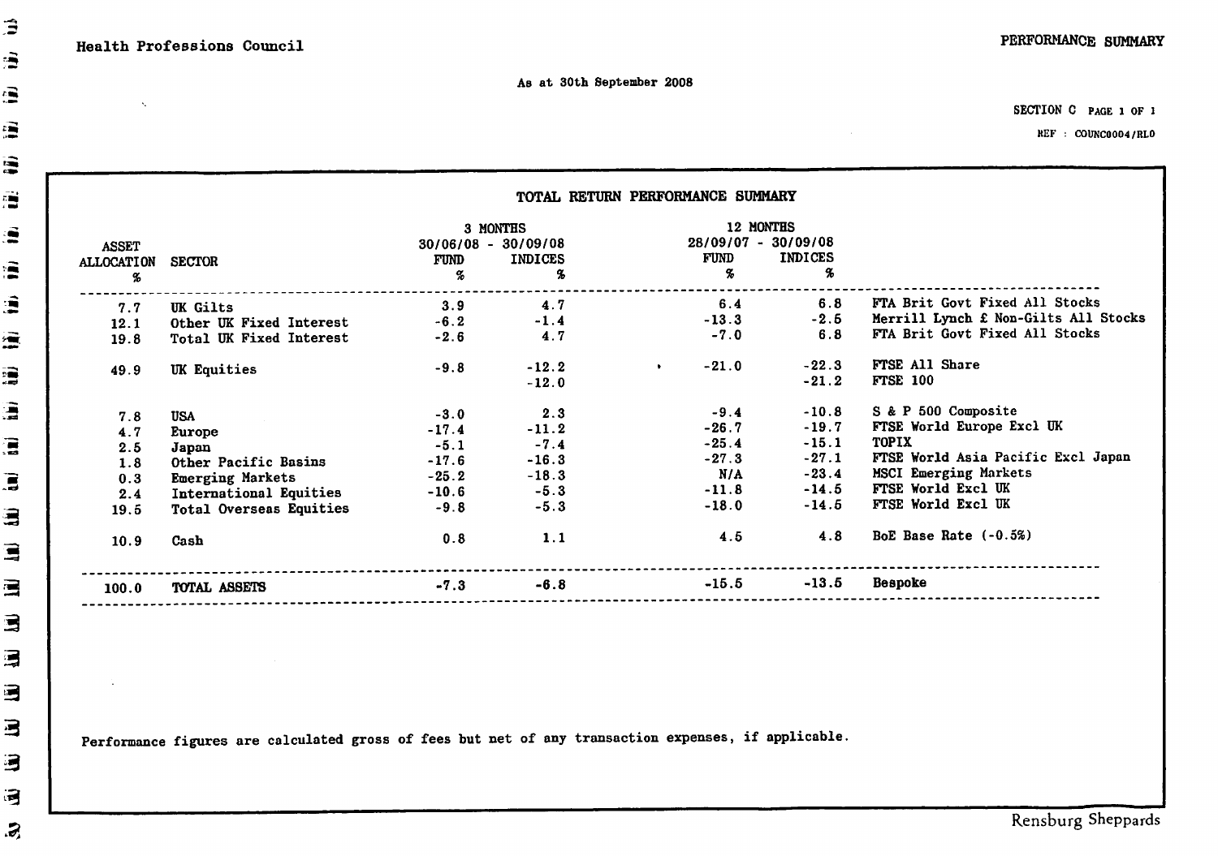Health Professions Council

PERFORMANCE SUMMARY

As at 30th September 2008

SECTION C

REF : COUNC0004/RL0

## TOTAL RETURN PERFORMANCE SUMMARY

| ASSET ALLOCATION % | SECTOR | 3 MONTHS 30/06/08 - 30/09/08 FUND % | INDICES % | 12 MONTHS 28/09/07 - 30/09/08 FUND % | INDICES % | |
|---|---|---|---|---|---|---|
| 7.7 | UK Gilts | 3.9 | 4.7 | 6.4 | 6.8 | FTA Brit Govt Fixed All Stocks |
| 12.1 | Other UK Fixed Interest | -6.2 | -1.4 | -13.3 | -2.6 | Merrill Lynch £ Non-Gilts All Stocks |
| 19.8 | Total UK Fixed Interest | -2.6 | 4.7 | -7.0 | 6.8 | FTA Brit Govt Fixed All Stocks |
| 49.9 | UK Equities | -9.8 | -12.2 | -21.0 | -22.3 | FTSE All Share |
| | | | -12.0 | | -21.2 | FTSE 100 |
| 7.8 | USA | -3.0 | 2.3 | -9.4 | -10.8 | S & P 500 Composite |
| 4.7 | Europe | -17.4 | -11.2 | -26.7 | -19.7 | FTSE World Europe Excl UK |
| 2.5 | Japan | -5.1 | -7.4 | -25.4 | -15.1 | TOPIX |
| 1.8 | Other Pacific Basins | -17.6 | -16.3 | -27.3 | -27.1 | FTSE World Asia Pacific Excl Japan |
| 0.3 | Emerging Markets | -25.2 | -18.3 | N/A | -23.4 | MSCI Emerging Markets |
| 2.4 | International Equities | -10.6 | -5.3 | -11.8 | -14.5 | FTSE World Excl UK |
| 19.5 | Total Overseas Equities | -9.8 | -5.3 | -18.0 | -14.5 | FTSE World Excl UK |
| 10.9 | Cash | 0.8 | 1.1 | 4.5 | 4.8 | BoE Base Rate (-0.5%) |
| 100.0 | TOTAL ASSETS | -7.3 | -6.8 | -15.5 | -13.5 | Bespoke |

Performance figures are calculated gross of fees but net of any transaction expenses, if applicable.

Rensburg Sheppards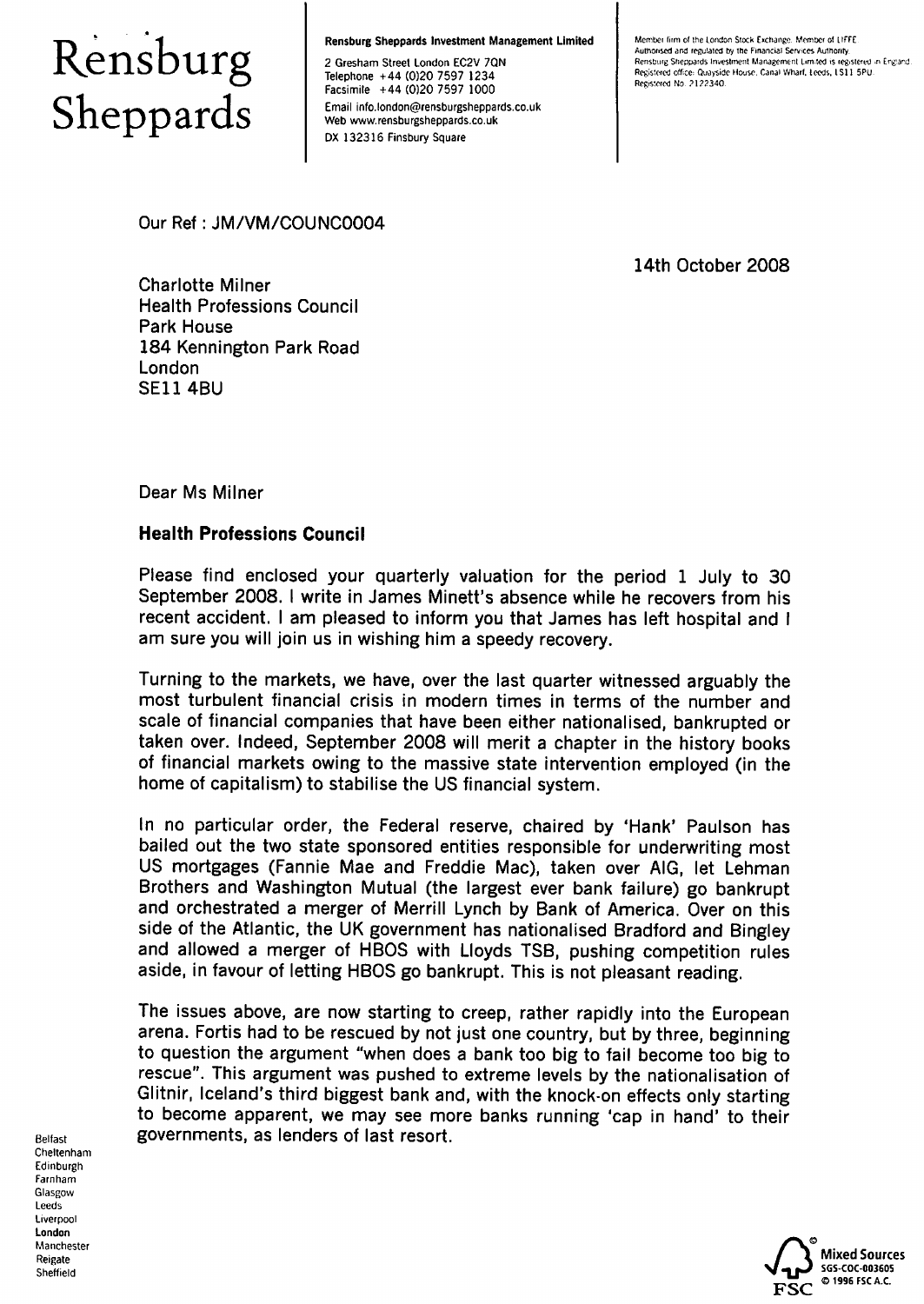# Rensburg Sheppards

**Rensburg Sheppards Investment Management Limited**

2 Gresham Street London EC2V 7QN
Telephone +44 (0)20 7597 1234
Facsimile +44 (0)20 7597 1000
Email info.london@rensburgsheppards.co.uk
Web www.rensburgsheppards.co.uk
DX 132316 Finsbury Square

Member firm of the London Stock Exchange. Member of LIFFE
Authorised and regulated by the Financial Services Authority.
Rensburg Sheppards Investment Management Limited is registered in England.
Registered office: Quayside House, Canal Wharf, Leeds, LS11 5PU.
Registered No. 2122340.

Our Ref : JM/VM/COUNC0004

14th October 2008

Charlotte Milner
Health Professions Council
Park House
184 Kennington Park Road
London
SE11 4BU

Dear Ms Milner

**Health Professions Council**

Please find enclosed your quarterly valuation for the period 1 July to 30 September 2008. I write in James Minett's absence while he recovers from his recent accident. I am pleased to inform you that James has left hospital and I am sure you will join us in wishing him a speedy recovery.

Turning to the markets, we have, over the last quarter witnessed arguably the most turbulent financial crisis in modern times in terms of the number and scale of financial companies that have been either nationalised, bankrupted or taken over. Indeed, September 2008 will merit a chapter in the history books of financial markets owing to the massive state intervention employed (in the home of capitalism) to stabilise the US financial system.

In no particular order, the Federal reserve, chaired by 'Hank' Paulson has bailed out the two state sponsored entities responsible for underwriting most US mortgages (Fannie Mae and Freddie Mac), taken over AIG, let Lehman Brothers and Washington Mutual (the largest ever bank failure) go bankrupt and orchestrated a merger of Merrill Lynch by Bank of America. Over on this side of the Atlantic, the UK government has nationalised Bradford and Bingley and allowed a merger of HBOS with Lloyds TSB, pushing competition rules aside, in favour of letting HBOS go bankrupt. This is not pleasant reading.

The issues above, are now starting to creep, rather rapidly into the European arena. Fortis had to be rescued by not just one country, but by three, beginning to question the argument "when does a bank too big to fail become too big to rescue". This argument was pushed to extreme levels by the nationalisation of Glitnir, Iceland's third biggest bank and, with the knock-on effects only starting to become apparent, we may see more banks running 'cap in hand' to their governments, as lenders of last resort.

Belfast
Cheltenham
Edinburgh
Farnham
Glasgow
Leeds
Liverpool
**London**
Manchester
Reigate
Sheffield

Mixed Sources
SGS-COC-003605
© 1996 FSC A.C.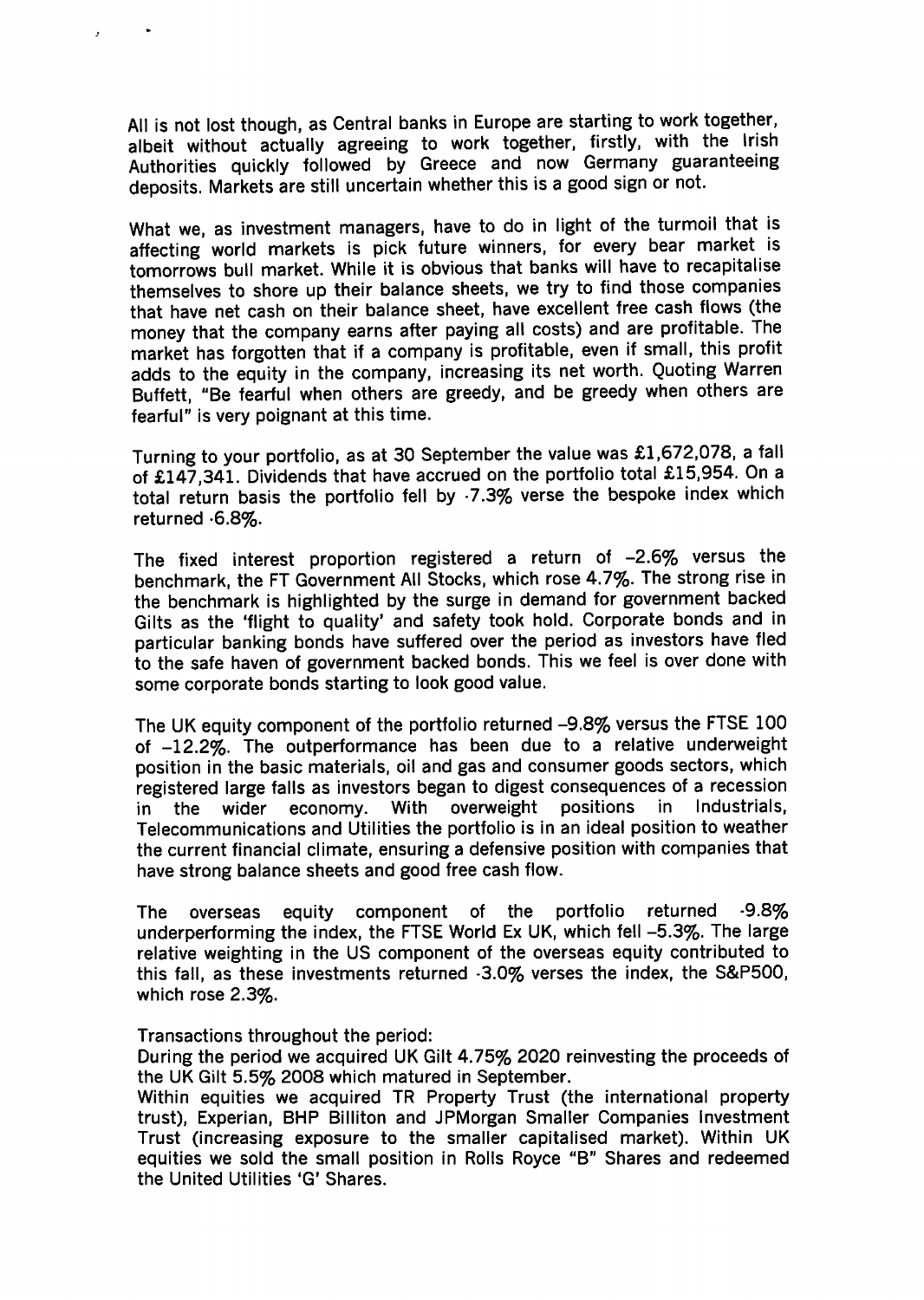All is not lost though, as Central banks in Europe are starting to work together, albeit without actually agreeing to work together, firstly, with the Irish Authorities quickly followed by Greece and now Germany guaranteeing deposits. Markets are still uncertain whether this is a good sign or not.

What we, as investment managers, have to do in light of the turmoil that is affecting world markets is pick future winners, for every bear market is tomorrows bull market. While it is obvious that banks will have to recapitalise themselves to shore up their balance sheets, we try to find those companies that have net cash on their balance sheet, have excellent free cash flows (the money that the company earns after paying all costs) and are profitable. The market has forgotten that if a company is profitable, even if small, this profit adds to the equity in the company, increasing its net worth. Quoting Warren Buffett, "Be fearful when others are greedy, and be greedy when others are fearful" is very poignant at this time.

Turning to your portfolio, as at 30 September the value was £1,672,078, a fall of £147,341. Dividends that have accrued on the portfolio total £15,954. On a total return basis the portfolio fell by -7.3% verse the bespoke index which returned -6.8%.

The fixed interest proportion registered a return of –2.6% versus the benchmark, the FT Government All Stocks, which rose 4.7%. The strong rise in the benchmark is highlighted by the surge in demand for government backed Gilts as the 'flight to quality' and safety took hold. Corporate bonds and in particular banking bonds have suffered over the period as investors have fled to the safe haven of government backed bonds. This we feel is over done with some corporate bonds starting to look good value.

The UK equity component of the portfolio returned –9.8% versus the FTSE 100 of –12.2%. The outperformance has been due to a relative underweight position in the basic materials, oil and gas and consumer goods sectors, which registered large falls as investors began to digest consequences of a recession in the wider economy. With overweight positions in Industrials, Telecommunications and Utilities the portfolio is in an ideal position to weather the current financial climate, ensuring a defensive position with companies that have strong balance sheets and good free cash flow.

The overseas equity component of the portfolio returned -9.8% underperforming the index, the FTSE World Ex UK, which fell –5.3%. The large relative weighting in the US component of the overseas equity contributed to this fall, as these investments returned -3.0% verses the index, the S&P500, which rose 2.3%.

Transactions throughout the period:
During the period we acquired UK Gilt 4.75% 2020 reinvesting the proceeds of the UK Gilt 5.5% 2008 which matured in September.
Within equities we acquired TR Property Trust (the international property trust), Experian, BHP Billiton and JPMorgan Smaller Companies Investment Trust (increasing exposure to the smaller capitalised market). Within UK equities we sold the small position in Rolls Royce "B" Shares and redeemed the United Utilities 'G' Shares.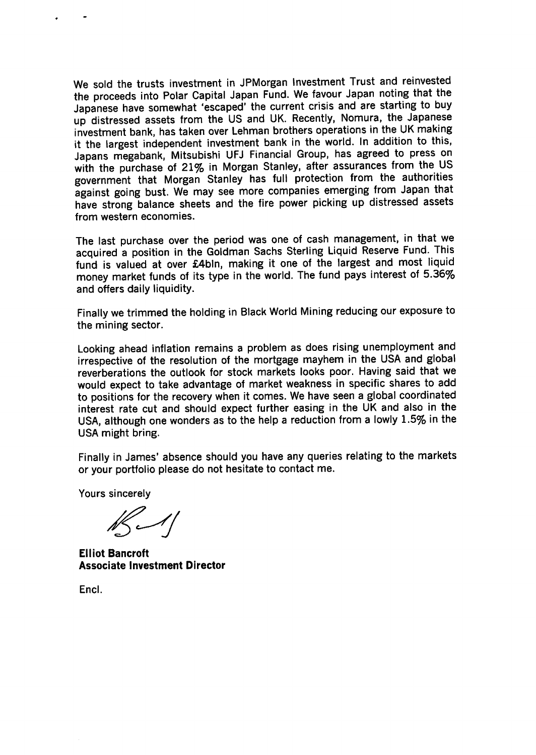We sold the trusts investment in JPMorgan Investment Trust and reinvested the proceeds into Polar Capital Japan Fund. We favour Japan noting that the Japanese have somewhat 'escaped' the current crisis and are starting to buy up distressed assets from the US and UK. Recently, Nomura, the Japanese investment bank, has taken over Lehman brothers operations in the UK making it the largest independent investment bank in the world. In addition to this, Japans megabank, Mitsubishi UFJ Financial Group, has agreed to press on with the purchase of 21% in Morgan Stanley, after assurances from the US government that Morgan Stanley has full protection from the authorities against going bust. We may see more companies emerging from Japan that have strong balance sheets and the fire power picking up distressed assets from western economies.

The last purchase over the period was one of cash management, in that we acquired a position in the Goldman Sachs Sterling Liquid Reserve Fund. This fund is valued at over £4bln, making it one of the largest and most liquid money market funds of its type in the world. The fund pays interest of 5.36% and offers daily liquidity.

Finally we trimmed the holding in Black World Mining reducing our exposure to the mining sector.

Looking ahead inflation remains a problem as does rising unemployment and irrespective of the resolution of the mortgage mayhem in the USA and global reverberations the outlook for stock markets looks poor. Having said that we would expect to take advantage of market weakness in specific shares to add to positions for the recovery when it comes. We have seen a global coordinated interest rate cut and should expect further easing in the UK and also in the USA, although one wonders as to the help a reduction from a lowly 1.5% in the USA might bring.

Finally in James' absence should you have any queries relating to the markets or your portfolio please do not hesitate to contact me.

Yours sincerely

**Elliot Bancroft**
**Associate Investment Director**

Encl.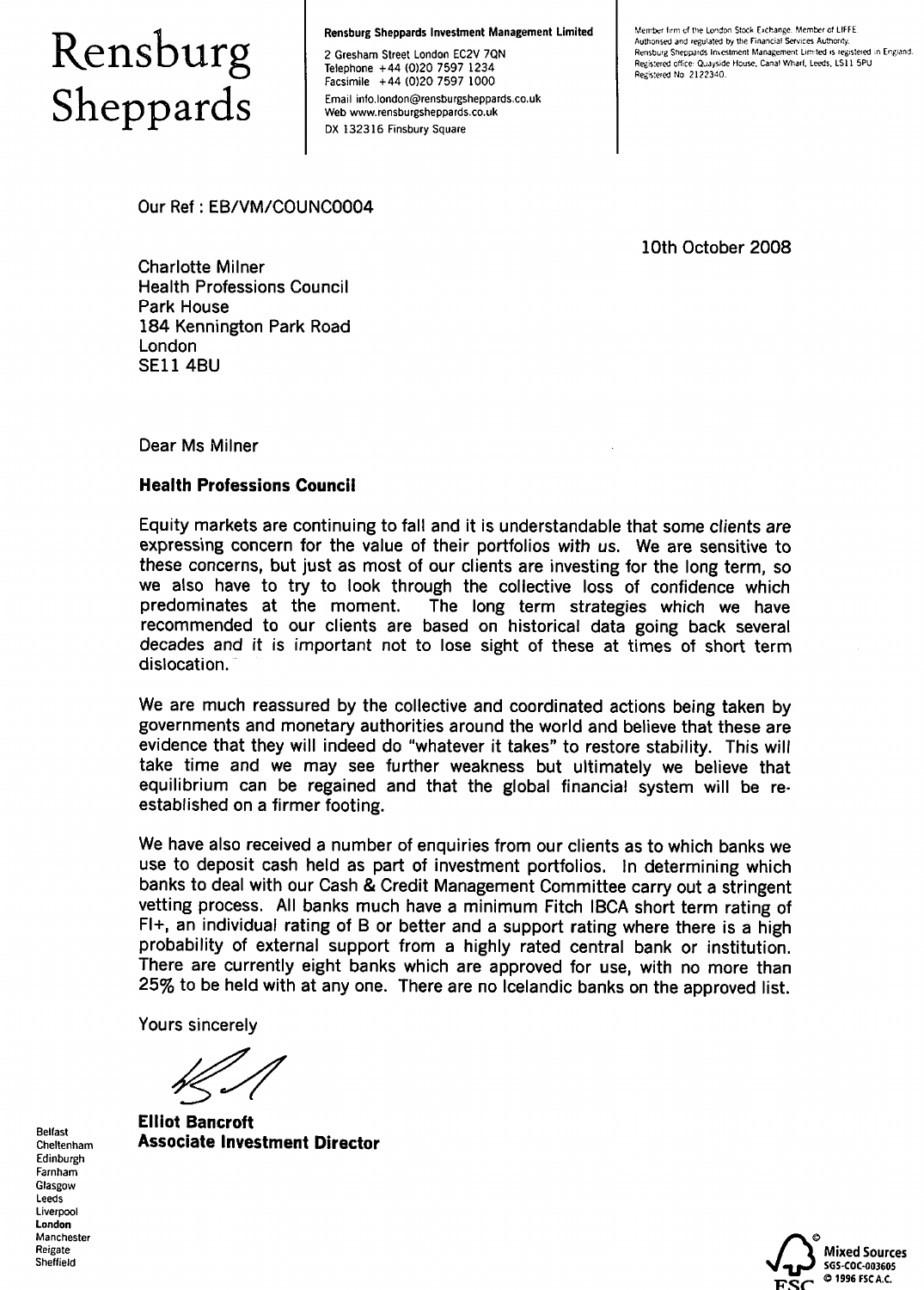# Rensburg Sheppards

**Rensburg Sheppards Investment Management Limited**

2 Gresham Street London EC2V 7QN
Telephone +44 (0)20 7597 1234
Facsimile +44 (0)20 7597 1000
Email info.london@rensburgsheppards.co.uk
Web www.rensburgsheppards.co.uk
DX 132316 Finsbury Square

Member firm of the London Stock Exchange. Member of LIFFE
Authorised and regulated by the Financial Services Authority.
Rensburg Sheppards Investment Management Limited is registered in England.
Registered office: Quayside House, Canal Wharf, Leeds, LS11 5PU
Registered No. 2122340.

Our Ref : EB/VM/COUNC0004

10th October 2008

Charlotte Milner
Health Professions Council
Park House
184 Kennington Park Road
London
SE11 4BU

Dear Ms Milner

**Health Professions Council**

Equity markets are continuing to fall and it is understandable that some clients are expressing concern for the value of their portfolios with us. We are sensitive to these concerns, but just as most of our clients are investing for the long term, so we also have to try to look through the collective loss of confidence which predominates at the moment. The long term strategies which we have recommended to our clients are based on historical data going back several decades and it is important not to lose sight of these at times of short term dislocation.

We are much reassured by the collective and coordinated actions being taken by governments and monetary authorities around the world and believe that these are evidence that they will indeed do "whatever it takes" to restore stability. This will take time and we may see further weakness but ultimately we believe that equilibrium can be regained and that the global financial system will be re-established on a firmer footing.

We have also received a number of enquiries from our clients as to which banks we use to deposit cash held as part of investment portfolios. In determining which banks to deal with our Cash & Credit Management Committee carry out a stringent vetting process. All banks much have a minimum Fitch IBCA short term rating of FI+, an individual rating of B or better and a support rating where there is a high probability of external support from a highly rated central bank or institution. There are currently eight banks which are approved for use, with no more than 25% to be held with at any one. There are no Icelandic banks on the approved list.

Yours sincerely

**Elliot Bancroft**
**Associate Investment Director**

Belfast
Cheltenham
Edinburgh
Farnham
Glasgow
Leeds
Liverpool
**London**
Manchester
Reigate
Sheffield

Mixed Sources
SGS-COC-003605
© 1996 FSC A.C.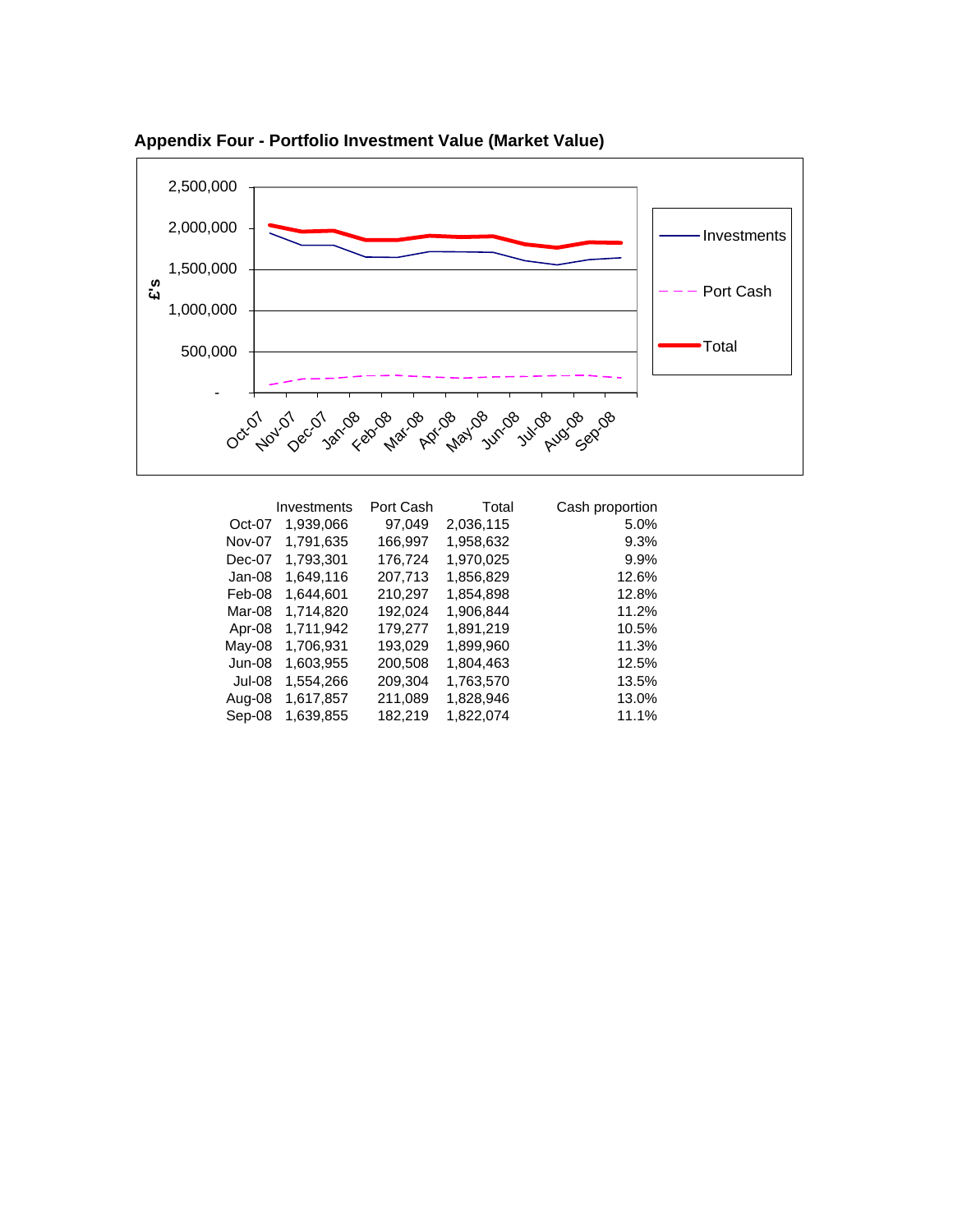## Appendix Four - Portfolio Investment Value (Market Value)

2,500,000
2,000,000
1,500,000
1,000,000
500,000
-

£'s

Oct-07 Nov-07 Dec-07 Jan-08 Feb-08 Mar-08 Apr-08 May-08 Jun-08 Jul-08 Aug-08 Sep-08

Investments
Port Cash
Total

| | Investments | Port Cash | Total | Cash proportion |
|---|---|---|---|---|
| Oct-07 | 1,939,066 | 97,049 | 2,036,115 | 5.0% |
| Nov-07 | 1,791,635 | 166,997 | 1,958,632 | 9.3% |
| Dec-07 | 1,793,301 | 176,724 | 1,970,025 | 9.9% |
| Jan-08 | 1,649,116 | 207,713 | 1,856,829 | 12.6% |
| Feb-08 | 1,644,601 | 210,297 | 1,854,898 | 12.8% |
| Mar-08 | 1,714,820 | 192,024 | 1,906,844 | 11.2% |
| Apr-08 | 1,711,942 | 179,277 | 1,891,219 | 10.5% |
| May-08 | 1,706,931 | 193,029 | 1,899,960 | 11.3% |
| Jun-08 | 1,603,955 | 200,508 | 1,804,463 | 12.5% |
| Jul-08 | 1,554,266 | 209,304 | 1,763,570 | 13.5% |
| Aug-08 | 1,617,857 | 211,089 | 1,828,946 | 13.0% |
| Sep-08 | 1,639,855 | 182,219 | 1,822,074 | 11.1% |